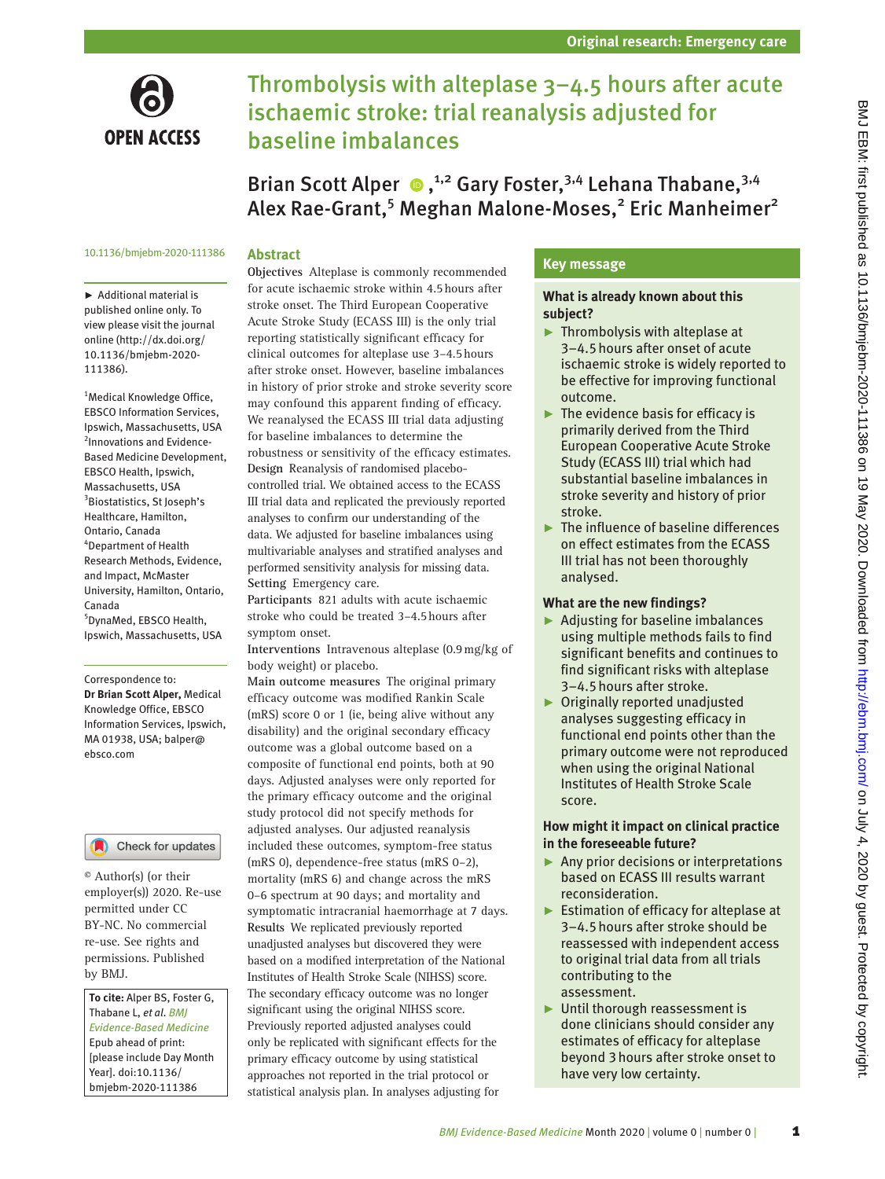# Thrombolysis with alteplase 3–4.5 hours after acute ischaemic stroke: trial reanalysis adjusted for baseline imbalances

Brian Scott Alper,[1,2] Gary Foster,[3,4] Lehana Thabane,[3,4] Alex Rae-Grant,[5] Meghan Malone-Moses,[2] Eric Manheimer[2]

10.1136/bmjebm-2020-111386

► Additional material is published online only. To view please visit the journal online (http://dx.doi.org/10.1136/bmjebm-2020-111386).

[1]Medical Knowledge Office, EBSCO Information Services, Ipswich, Massachusetts, USA
[2]Innovations and Evidence-Based Medicine Development, EBSCO Health, Ipswich, Massachusetts, USA
[3]Biostatistics, St Joseph's Healthcare, Hamilton, Ontario, Canada
[4]Department of Health Research Methods, Evidence, and Impact, McMaster University, Hamilton, Ontario, Canada
[5]DynaMed, EBSCO Health, Ipswich, Massachusetts, USA

Correspondence to: **Dr Brian Scott Alper,** Medical Knowledge Office, EBSCO Information Services, Ipswich, MA 01938, USA; balper@ebsco.com

© Author(s) (or their employer(s)) 2020. Re-use permitted under CC BY-NC. No commercial re-use. See rights and permissions. Published by BMJ.

**To cite:** Alper BS, Foster G, Thabane L, *et al. BMJ Evidence-Based Medicine* Epub ahead of print: [please include Day Month Year]. doi:10.1136/bmjebm-2020-111386

## Abstract

**Objectives** Alteplase is commonly recommended for acute ischaemic stroke within 4.5 hours after stroke onset. The Third European Cooperative Acute Stroke Study (ECASS III) is the only trial reporting statistically significant efficacy for clinical outcomes for alteplase use 3–4.5 hours after stroke onset. However, baseline imbalances in history of prior stroke and stroke severity score may confound this apparent finding of efficacy. We reanalysed the ECASS III trial data adjusting for baseline imbalances to determine the robustness or sensitivity of the efficacy estimates.

**Design** Reanalysis of randomised placebo-controlled trial. We obtained access to the ECASS III trial data and replicated the previously reported analyses to confirm our understanding of the data. We adjusted for baseline imbalances using multivariable analyses and stratified analyses and performed sensitivity analysis for missing data.

**Setting** Emergency care.

**Participants** 821 adults with acute ischaemic stroke who could be treated 3–4.5 hours after symptom onset.

**Interventions** Intravenous alteplase (0.9 mg/kg of body weight) or placebo.

**Main outcome measures** The original primary efficacy outcome was modified Rankin Scale (mRS) score 0 or 1 (ie, being alive without any disability) and the original secondary efficacy outcome was a global outcome based on a composite of functional end points, both at 90 days. Adjusted analyses were only reported for the primary efficacy outcome and the original study protocol did not specify methods for adjusted analyses. Our adjusted reanalysis included these outcomes, symptom-free status (mRS 0), dependence-free status (mRS 0–2), mortality (mRS 6) and change across the mRS 0–6 spectrum at 90 days; and mortality and symptomatic intracranial haemorrhage at 7 days.

**Results** We replicated previously reported unadjusted analyses but discovered they were based on a modified interpretation of the National Institutes of Health Stroke Scale (NIHSS) score. The secondary efficacy outcome was no longer significant using the original NIHSS score. Previously reported adjusted analyses could only be replicated with significant effects for the primary efficacy outcome by using statistical approaches not reported in the trial protocol or statistical analysis plan. In analyses adjusting for

## Key message

### What is already known about this subject?

- Thrombolysis with alteplase at 3–4.5 hours after onset of acute ischaemic stroke is widely reported to be effective for improving functional outcome.
- The evidence basis for efficacy is primarily derived from the Third European Cooperative Acute Stroke Study (ECASS III) trial which had substantial baseline imbalances in stroke severity and history of prior stroke.
- The influence of baseline differences on effect estimates from the ECASS III trial has not been thoroughly analysed.

### What are the new findings?

- Adjusting for baseline imbalances using multiple methods fails to find significant benefits and continues to find significant risks with alteplase 3–4.5 hours after stroke.
- Originally reported unadjusted analyses suggesting efficacy in functional end points other than the primary outcome were not reproduced when using the original National Institutes of Health Stroke Scale score.

### How might it impact on clinical practice in the foreseeable future?

- Any prior decisions or interpretations based on ECASS III results warrant reconsideration.
- Estimation of efficacy for alteplase at 3–4.5 hours after stroke should be reassessed with independent access to original trial data from all trials contributing to the assessment.
- Until thorough reassessment is done clinicians should consider any estimates of efficacy for alteplase beyond 3 hours after stroke onset to have very low certainty.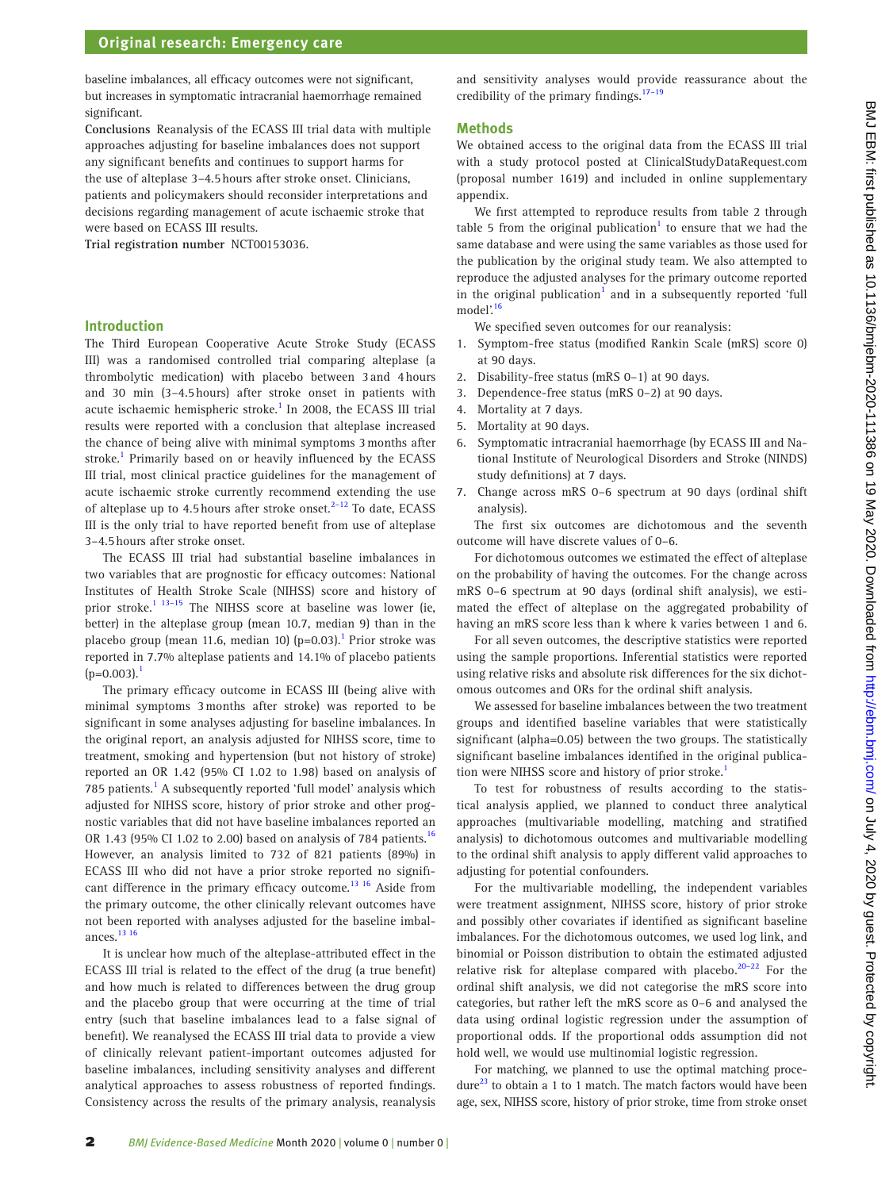baseline imbalances, all efficacy outcomes were not significant, but increases in symptomatic intracranial haemorrhage remained significant.

**Conclusions** Reanalysis of the ECASS III trial data with multiple approaches adjusting for baseline imbalances does not support any significant benefits and continues to support harms for the use of alteplase 3–4.5 hours after stroke onset. Clinicians, patients and policymakers should reconsider interpretations and decisions regarding management of acute ischaemic stroke that were based on ECASS III results.

**Trial registration number** NCT00153036.

## Introduction

The Third European Cooperative Acute Stroke Study (ECASS III) was a randomised controlled trial comparing alteplase (a thrombolytic medication) with placebo between 3 and 4 hours and 30 min (3–4.5 hours) after stroke onset in patients with acute ischaemic hemispheric stroke.[1] In 2008, the ECASS III trial results were reported with a conclusion that alteplase increased the chance of being alive with minimal symptoms 3 months after stroke.[1] Primarily based on or heavily influenced by the ECASS III trial, most clinical practice guidelines for the management of acute ischaemic stroke currently recommend extending the use of alteplase up to 4.5 hours after stroke onset.[2–12] To date, ECASS III is the only trial to have reported benefit from use of alteplase 3–4.5 hours after stroke onset.

The ECASS III trial had substantial baseline imbalances in two variables that are prognostic for efficacy outcomes: National Institutes of Health Stroke Scale (NIHSS) score and history of prior stroke.[1 13–15] The NIHSS score at baseline was lower (ie, better) in the alteplase group (mean 10.7, median 9) than in the placebo group (mean 11.6, median 10) (p=0.03).[1] Prior stroke was reported in 7.7% alteplase patients and 14.1% of placebo patients (p=0.003).[1]

The primary efficacy outcome in ECASS III (being alive with minimal symptoms 3 months after stroke) was reported to be significant in some analyses adjusting for baseline imbalances. In the original report, an analysis adjusted for NIHSS score, time to treatment, smoking and hypertension (but not history of stroke) reported an OR 1.42 (95% CI 1.02 to 1.98) based on analysis of 785 patients.[1] A subsequently reported 'full model' analysis which adjusted for NIHSS score, history of prior stroke and other prognostic variables that did not have baseline imbalances reported an OR 1.43 (95% CI 1.02 to 2.00) based on analysis of 784 patients.[16] However, an analysis limited to 732 of 821 patients (89%) in ECASS III who did not have a prior stroke reported no significant difference in the primary efficacy outcome.[13 16] Aside from the primary outcome, the other clinically relevant outcomes have not been reported with analyses adjusted for the baseline imbalances.[13 16]

It is unclear how much of the alteplase-attributed effect in the ECASS III trial is related to the effect of the drug (a true benefit) and how much is related to differences between the drug group and the placebo group that were occurring at the time of trial entry (such that baseline imbalances lead to a false signal of benefit). We reanalysed the ECASS III trial data to provide a view of clinically relevant patient-important outcomes adjusted for baseline imbalances, including sensitivity analyses and different analytical approaches to assess robustness of reported findings. Consistency across the results of the primary analysis, reanalysis and sensitivity analyses would provide reassurance about the credibility of the primary findings.[17–19]

## Methods

We obtained access to the original data from the ECASS III trial with a study protocol posted at ClinicalStudyDataRequest.com (proposal number 1619) and included in online supplementary appendix.

We first attempted to reproduce results from table 2 through table 5 from the original publication[1] to ensure that we had the same database and were using the same variables as those used for the publication by the original study team. We also attempted to reproduce the adjusted analyses for the primary outcome reported in the original publication[1] and in a subsequently reported 'full model'.[16]

We specified seven outcomes for our reanalysis:

1. Symptom-free status (modified Rankin Scale (mRS) score 0) at 90 days.
2. Disability-free status (mRS 0–1) at 90 days.
3. Dependence-free status (mRS 0–2) at 90 days.
4. Mortality at 7 days.
5. Mortality at 90 days.
6. Symptomatic intracranial haemorrhage (by ECASS III and National Institute of Neurological Disorders and Stroke (NINDS) study definitions) at 7 days.
7. Change across mRS 0–6 spectrum at 90 days (ordinal shift analysis).

The first six outcomes are dichotomous and the seventh outcome will have discrete values of 0–6.

For dichotomous outcomes we estimated the effect of alteplase on the probability of having the outcomes. For the change across mRS 0–6 spectrum at 90 days (ordinal shift analysis), we estimated the effect of alteplase on the aggregated probability of having an mRS score less than k where k varies between 1 and 6.

For all seven outcomes, the descriptive statistics were reported using the sample proportions. Inferential statistics were reported using relative risks and absolute risk differences for the six dichotomous outcomes and ORs for the ordinal shift analysis.

We assessed for baseline imbalances between the two treatment groups and identified baseline variables that were statistically significant (alpha=0.05) between the two groups. The statistically significant baseline imbalances identified in the original publication were NIHSS score and history of prior stroke.[1]

To test for robustness of results according to the statistical analysis applied, we planned to conduct three analytical approaches (multivariable modelling, matching and stratified analysis) to dichotomous outcomes and multivariable modelling to the ordinal shift analysis to apply different valid approaches to adjusting for potential confounders.

For the multivariable modelling, the independent variables were treatment assignment, NIHSS score, history of prior stroke and possibly other covariates if identified as significant baseline imbalances. For the dichotomous outcomes, we used log link, and binomial or Poisson distribution to obtain the estimated adjusted relative risk for alteplase compared with placebo.[20–22] For the ordinal shift analysis, we did not categorise the mRS score into categories, but rather left the mRS score as 0–6 and analysed the data using ordinal logistic regression under the assumption of proportional odds. If the proportional odds assumption did not hold well, we would use multinomial logistic regression.

For matching, we planned to use the optimal matching procedure[23] to obtain a 1 to 1 match. The match factors would have been age, sex, NIHSS score, history of prior stroke, time from stroke onset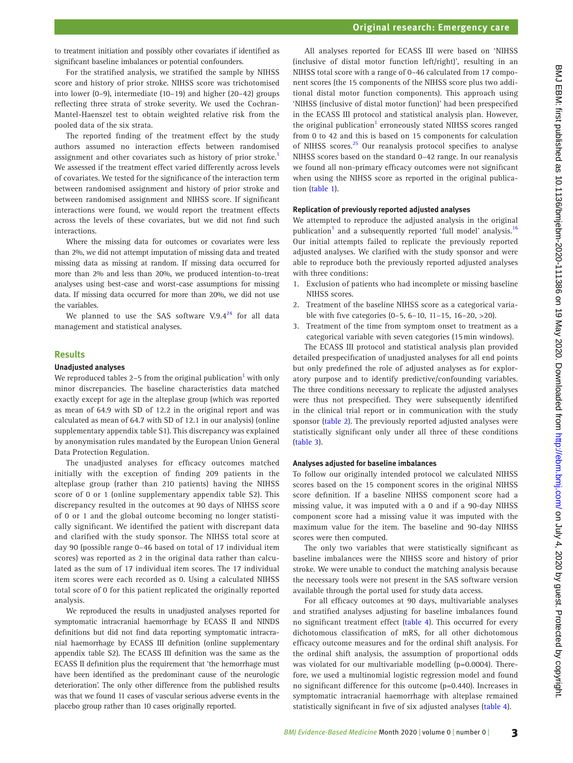to treatment initiation and possibly other covariates if identified as significant baseline imbalances or potential confounders.

For the stratified analysis, we stratified the sample by NIHSS score and history of prior stroke. NIHSS score was trichotomised into lower (0–9), intermediate (10–19) and higher (20–42) groups reflecting three strata of stroke severity. We used the Cochran-Mantel-Haenszel test to obtain weighted relative risk from the pooled data of the six strata.

The reported finding of the treatment effect by the study authors assumed no interaction effects between randomised assignment and other covariates such as history of prior stroke.[1] We assessed if the treatment effect varied differently across levels of covariates. We tested for the significance of the interaction term between randomised assignment and history of prior stroke and between randomised assignment and NIHSS score. If significant interactions were found, we would report the treatment effects across the levels of these covariates, but we did not find such interactions.

Where the missing data for outcomes or covariates were less than 2%, we did not attempt imputation of missing data and treated missing data as missing at random. If missing data occurred for more than 2% and less than 20%, we produced intention-to-treat analyses using best-case and worst-case assumptions for missing data. If missing data occurred for more than 20%, we did not use the variables.

We planned to use the SAS software V.9.4[24] for all data management and statistical analyses.

## Results

### Unadjusted analyses

We reproduced tables 2–5 from the original publication[1] with only minor discrepancies. The baseline characteristics data matched exactly except for age in the alteplase group (which was reported as mean of 64.9 with SD of 12.2 in the original report and was calculated as mean of 64.7 with SD of 12.1 in our analysis) (online supplementary appendix table S1). This discrepancy was explained by anonymisation rules mandated by the European Union General Data Protection Regulation.

The unadjusted analyses for efficacy outcomes matched initially with the exception of finding 209 patients in the alteplase group (rather than 210 patients) having the NIHSS score of 0 or 1 (online supplementary appendix table S2). This discrepancy resulted in the outcomes at 90 days of NIHSS score of 0 or 1 and the global outcome becoming no longer statistically significant. We identified the patient with discrepant data and clarified with the study sponsor. The NIHSS total score at day 90 (possible range 0–46 based on total of 17 individual item scores) was reported as 2 in the original data rather than calculated as the sum of 17 individual item scores. The 17 individual item scores were each recorded as 0. Using a calculated NIHSS total score of 0 for this patient replicated the originally reported analysis.

We reproduced the results in unadjusted analyses reported for symptomatic intracranial haemorrhage by ECASS II and NINDS definitions but did not find data reporting symptomatic intracranial haemorrhage by ECASS III definition (online supplementary appendix table S2). The ECASS III definition was the same as the ECASS II definition plus the requirement that 'the hemorrhage must have been identified as the predominant cause of the neurologic deterioration'. The only other difference from the published results was that we found 11 cases of vascular serious adverse events in the placebo group rather than 10 cases originally reported.

All analyses reported for ECASS III were based on 'NIHSS (inclusive of distal motor function left/right)', resulting in an NIHSS total score with a range of 0–46 calculated from 17 component scores (the 15 components of the NIHSS score plus two additional distal motor function components). This approach using 'NIHSS (inclusive of distal motor function)' had been prespecified in the ECASS III protocol and statistical analysis plan. However, the original publication[1] erroneously stated NIHSS scores ranged from 0 to 42 and this is based on 15 components for calculation of NIHSS scores.[25] Our reanalysis protocol specifies to analyse NIHSS scores based on the standard 0–42 range. In our reanalysis we found all non-primary efficacy outcomes were not significant when using the NIHSS score as reported in the original publication (table 1).

### Replication of previously reported adjusted analyses

We attempted to reproduce the adjusted analysis in the original publication[1] and a subsequently reported 'full model' analysis.[16] Our initial attempts failed to replicate the previously reported adjusted analyses. We clarified with the study sponsor and were able to reproduce both the previously reported adjusted analyses with three conditions:

1. Exclusion of patients who had incomplete or missing baseline NIHSS scores.
2. Treatment of the baseline NIHSS score as a categorical variable with five categories (0–5, 6–10, 11–15, 16–20, >20).
3. Treatment of the time from symptom onset to treatment as a categorical variable with seven categories (15 min windows).

The ECASS III protocol and statistical analysis plan provided detailed prespecification of unadjusted analyses for all end points but only predefined the role of adjusted analyses as for exploratory purpose and to identify predictive/confounding variables. The three conditions necessary to replicate the adjusted analyses were thus not prespecified. They were subsequently identified in the clinical trial report or in communication with the study sponsor (table 2). The previously reported adjusted analyses were statistically significant only under all three of these conditions (table 3).

### Analyses adjusted for baseline imbalances

To follow our originally intended protocol we calculated NIHSS scores based on the 15 component scores in the original NIHSS score definition. If a baseline NIHSS component score had a missing value, it was imputed with a 0 and if a 90-day NIHSS component score had a missing value it was imputed with the maximum value for the item. The baseline and 90-day NIHSS scores were then computed.

The only two variables that were statistically significant as baseline imbalances were the NIHSS score and history of prior stroke. We were unable to conduct the matching analysis because the necessary tools were not present in the SAS software version available through the portal used for study data access.

For all efficacy outcomes at 90 days, multivariable analyses and stratified analyses adjusting for baseline imbalances found no significant treatment effect (table 4). This occurred for every dichotomous classification of mRS, for all other dichotomous efficacy outcome measures and for the ordinal shift analysis. For the ordinal shift analysis, the assumption of proportional odds was violated for our multivariable modelling (p=0.0004). Therefore, we used a multinomial logistic regression model and found no significant difference for this outcome (p=0.440). Increases in symptomatic intracranial haemorrhage with alteplase remained statistically significant in five of six adjusted analyses (table 4).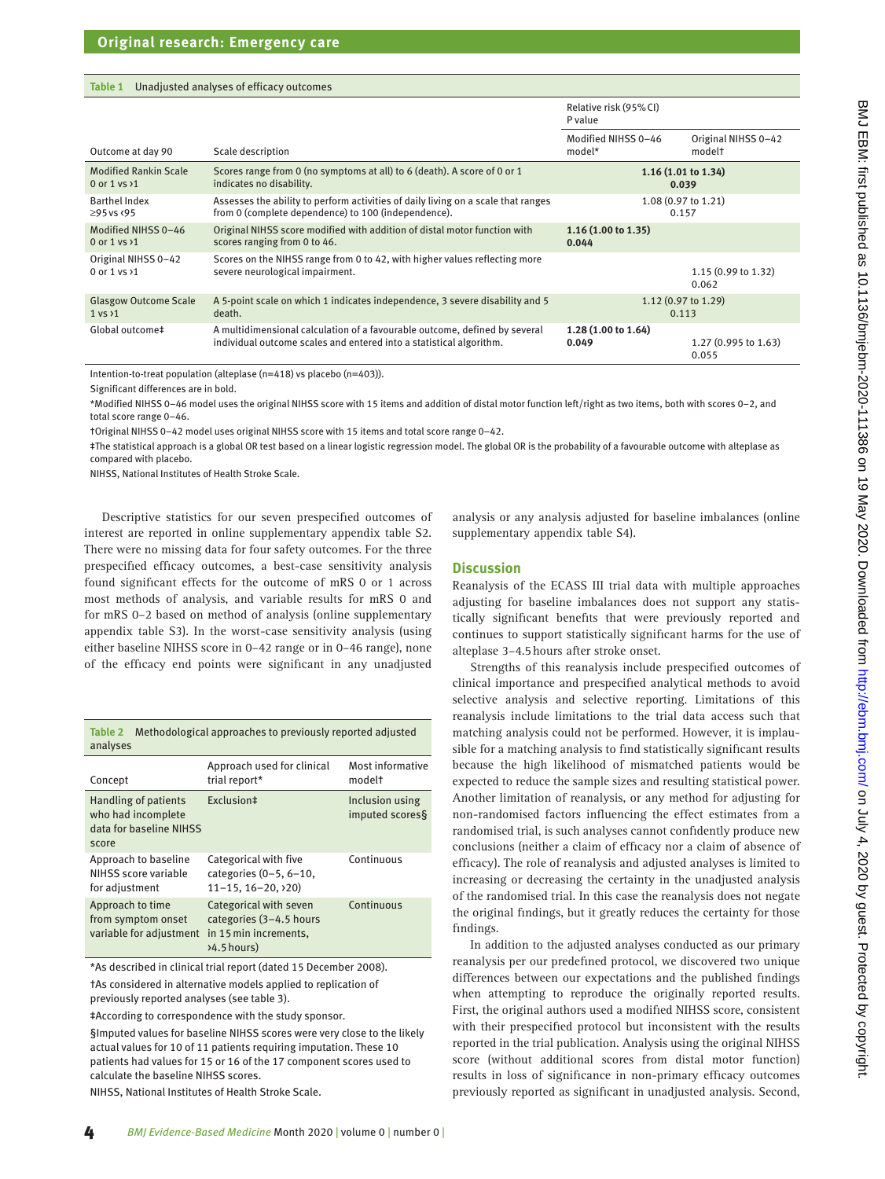**Table 1** Unadjusted analyses of efficacy outcomes

| Outcome at day 90 | Scale description | Relative risk (95% CI) P value | |
|---|---|---|---|
| | | Modified NIHSS 0–46 model* | Original NIHSS 0–42 model† |
| Modified Rankin Scale 0 or 1 vs ›1 | Scores range from 0 (no symptoms at all) to 6 (death). A score of 0 or 1 indicates no disability. | **1.16 (1.01 to 1.34) 0.039** | |
| Barthel Index ≥95 vs ‹95 | Assesses the ability to perform activities of daily living on a scale that ranges from 0 (complete dependence) to 100 (independence). | 1.08 (0.97 to 1.21) 0.157 | |
| Modified NIHSS 0–46 0 or 1 vs ›1 | Original NIHSS score modified with addition of distal motor function with scores ranging from 0 to 46. | **1.16 (1.00 to 1.35) 0.044** | |
| Original NIHSS 0–42 0 or 1 vs ›1 | Scores on the NIHSS range from 0 to 42, with higher values reflecting more severe neurological impairment. | | 1.15 (0.99 to 1.32) 0.062 |
| Glasgow Outcome Scale 1 vs ›1 | A 5-point scale on which 1 indicates independence, 3 severe disability and 5 death. | 1.12 (0.97 to 1.29) 0.113 | |
| Global outcome‡ | A multidimensional calculation of a favourable outcome, defined by several individual outcome scales and entered into a statistical algorithm. | **1.28 (1.00 to 1.64) 0.049** | 1.27 (0.995 to 1.63) 0.055 |

Intention-to-treat population (alteplase (n=418) vs placebo (n=403)).

Significant differences are in bold.

*Modified NIHSS 0–46 model uses the original NIHSS score with 15 items and addition of distal motor function left/right as two items, both with scores 0–2, and total score range 0–46.

†Original NIHSS 0–42 model uses original NIHSS score with 15 items and total score range 0–42.

‡The statistical approach is a global OR test based on a linear logistic regression model. The global OR is the probability of a favourable outcome with alteplase as compared with placebo.

NIHSS, National Institutes of Health Stroke Scale.

Descriptive statistics for our seven prespecified outcomes of interest are reported in online supplementary appendix table S2. There were no missing data for four safety outcomes. For the three prespecified efficacy outcomes, a best-case sensitivity analysis found significant effects for the outcome of mRS 0 or 1 across most methods of analysis, and variable results for mRS 0 and for mRS 0–2 based on method of analysis (online supplementary appendix table S3). In the worst-case sensitivity analysis (using either baseline NIHSS score in 0–42 range or in 0–46 range), none of the efficacy end points were significant in any unadjusted analysis or any analysis adjusted for baseline imbalances (online supplementary appendix table S4).

**Table 2** Methodological approaches to previously reported adjusted analyses

| Concept | Approach used for clinical trial report* | Most informative model† |
|---|---|---|
| Handling of patients who had incomplete data for baseline NIHSS score | Exclusion‡ | Inclusion using imputed scores§ |
| Approach to baseline NIHSS score variable for adjustment | Categorical with five categories (0–5, 6–10, 11–15, 16–20, ›20) | Continuous |
| Approach to time from symptom onset variable for adjustment | Categorical with seven categories (3–4.5 hours in 15 min increments, ›4.5 hours) | Continuous |

*As described in clinical trial report (dated 15 December 2008).

†As considered in alternative models applied to replication of previously reported analyses (see table 3).

‡According to correspondence with the study sponsor.

§Imputed values for baseline NIHSS scores were very close to the likely actual values for 10 of 11 patients requiring imputation. These 10 patients had values for 15 or 16 of the 17 component scores used to calculate the baseline NIHSS scores.

NIHSS, National Institutes of Health Stroke Scale.

## Discussion

Reanalysis of the ECASS III trial data with multiple approaches adjusting for baseline imbalances does not support any statistically significant benefits that were previously reported and continues to support statistically significant harms for the use of alteplase 3–4.5 hours after stroke onset.

Strengths of this reanalysis include prespecified outcomes of clinical importance and prespecified analytical methods to avoid selective analysis and selective reporting. Limitations of this reanalysis include limitations to the trial data access such that matching analysis could not be performed. However, it is implausible for a matching analysis to find statistically significant results because the high likelihood of mismatched patients would be expected to reduce the sample sizes and resulting statistical power. Another limitation of reanalysis, or any method for adjusting for non-randomised factors influencing the effect estimates from a randomised trial, is such analyses cannot confidently produce new conclusions (neither a claim of efficacy nor a claim of absence of efficacy). The role of reanalysis and adjusted analyses is limited to increasing or decreasing the certainty in the unadjusted analysis of the randomised trial. In this case the reanalysis does not negate the original findings, but it greatly reduces the certainty for those findings.

In addition to the adjusted analyses conducted as our primary reanalysis per our predefined protocol, we discovered two unique differences between our expectations and the published findings when attempting to reproduce the originally reported results. First, the original authors used a modified NIHSS score, consistent with their prespecified protocol but inconsistent with the results reported in the trial publication. Analysis using the original NIHSS score (without additional scores from distal motor function) results in loss of significance in non-primary efficacy outcomes previously reported as significant in unadjusted analysis. Second,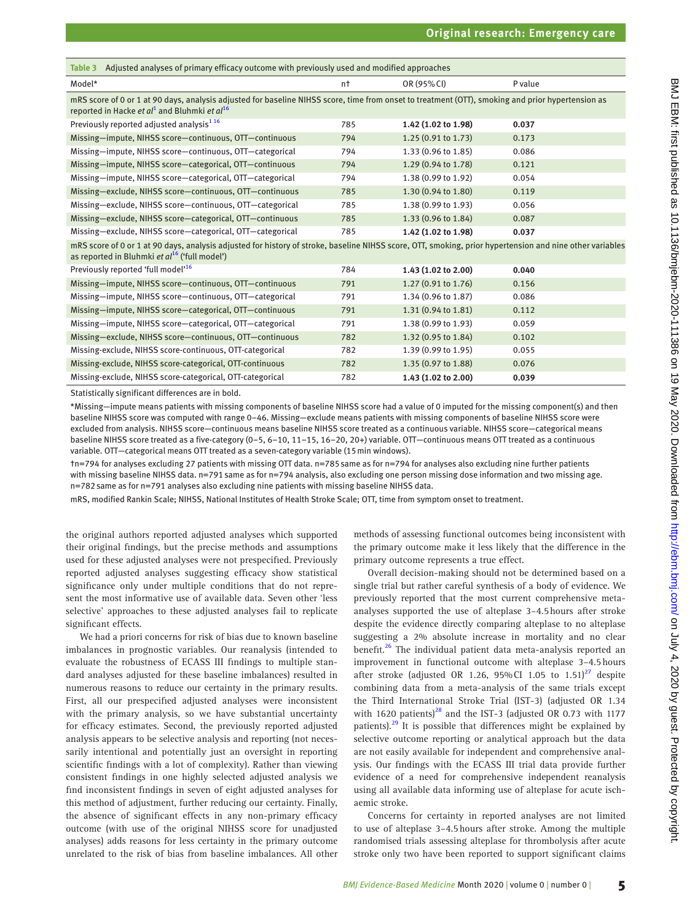**Table 3** Adjusted analyses of primary efficacy outcome with previously used and modified approaches

| Model* | n† | OR (95% CI) | P value |
|---|---|---|---|
| mRS score of 0 or 1 at 90 days, analysis adjusted for baseline NIHSS score, time from onset to treatment (OTT), smoking and prior hypertension as reported in Hacke *et al*[1] and Bluhmki *et al*[16] | | | |
| Previously reported adjusted analysis[1 16] | 785 | **1.42 (1.02 to 1.98)** | **0.037** |
| Missing—impute, NIHSS score—continuous, OTT—continuous | 794 | 1.25 (0.91 to 1.73) | 0.173 |
| Missing—impute, NIHSS score—continuous, OTT—categorical | 794 | 1.33 (0.96 to 1.85) | 0.086 |
| Missing—impute, NIHSS score—categorical, OTT—continuous | 794 | 1.29 (0.94 to 1.78) | 0.121 |
| Missing—impute, NIHSS score—categorical, OTT—categorical | 794 | 1.38 (0.99 to 1.92) | 0.054 |
| Missing—exclude, NIHSS score—continuous, OTT—continuous | 785 | 1.30 (0.94 to 1.80) | 0.119 |
| Missing—exclude, NIHSS score—continuous, OTT—categorical | 785 | 1.38 (0.99 to 1.93) | 0.056 |
| Missing—exclude, NIHSS score—categorical, OTT—continuous | 785 | 1.33 (0.96 to 1.84) | 0.087 |
| Missing—exclude, NIHSS score—categorical, OTT—categorical | 785 | **1.42 (1.02 to 1.98)** | **0.037** |
| mRS score of 0 or 1 at 90 days, analysis adjusted for history of stroke, baseline NIHSS score, OTT, smoking, prior hypertension and nine other variables as reported in Bluhmki *et al*[16] ('full model') | | | |
| Previously reported 'full model'[16] | 784 | **1.43 (1.02 to 2.00)** | **0.040** |
| Missing—impute, NIHSS score—continuous, OTT—continuous | 791 | 1.27 (0.91 to 1.76) | 0.156 |
| Missing—impute, NIHSS score—continuous, OTT—categorical | 791 | 1.34 (0.96 to 1.87) | 0.086 |
| Missing—impute, NIHSS score—categorical, OTT—continuous | 791 | 1.31 (0.94 to 1.81) | 0.112 |
| Missing—impute, NIHSS score—categorical, OTT—categorical | 791 | 1.38 (0.99 to 1.93) | 0.059 |
| Missing—exclude, NIHSS score—continuous, OTT—continuous | 782 | 1.32 (0.95 to 1.84) | 0.102 |
| Missing-exclude, NIHSS score-continuous, OTT-categorical | 782 | 1.39 (0.99 to 1.95) | 0.055 |
| Missing-exclude, NIHSS score-categorical, OTT-continuous | 782 | 1.35 (0.97 to 1.88) | 0.076 |
| Missing-exclude, NIHSS score-categorical, OTT-categorical | 782 | **1.43 (1.02 to 2.00)** | **0.039** |

Statistically significant differences are in bold.

*Missing—impute means patients with missing components of baseline NIHSS score had a value of 0 imputed for the missing component(s) and then baseline NIHSS score was computed with range 0–46. Missing—exclude means patients with missing components of baseline NIHSS score were excluded from analysis. NIHSS score—continuous means baseline NIHSS score treated as a continuous variable. NIHSS score—categorical means baseline NIHSS score treated as a five-category (0–5, 6–10, 11–15, 16–20, 20+) variable. OTT—continuous means OTT treated as a continuous variable. OTT—categorical means OTT treated as a seven-category variable (15 min windows).

†n=794 for analyses excluding 27 patients with missing OTT data. n=785 same as for n=794 for analyses also excluding nine further patients with missing baseline NIHSS data. n=791 same as for n=794 analysis, also excluding one person missing dose information and two missing age. n=782 same as for n=791 analyses also excluding nine patients with missing baseline NIHSS data.

mRS, modified Rankin Scale; NIHSS, National Institutes of Health Stroke Scale; OTT, time from symptom onset to treatment.

the original authors reported adjusted analyses which supported their original findings, but the precise methods and assumptions used for these adjusted analyses were not prespecified. Previously reported adjusted analyses suggesting efficacy show statistical significance only under multiple conditions that do not represent the most informative use of available data. Seven other 'less selective' approaches to these adjusted analyses fail to replicate significant effects.

We had a priori concerns for risk of bias due to known baseline imbalances in prognostic variables. Our reanalysis (intended to evaluate the robustness of ECASS III findings to multiple standard analyses adjusted for these baseline imbalances) resulted in numerous reasons to reduce our certainty in the primary results. First, all our prespecified adjusted analyses were inconsistent with the primary analysis, so we have substantial uncertainty for efficacy estimates. Second, the previously reported adjusted analysis appears to be selective analysis and reporting (not necessarily intentional and potentially just an oversight in reporting scientific findings with a lot of complexity). Rather than viewing consistent findings in one highly selected adjusted analysis we find inconsistent findings in seven of eight adjusted analyses for this method of adjustment, further reducing our certainty. Finally, the absence of significant effects in any non-primary efficacy outcome (with use of the original NIHSS score for unadjusted analyses) adds reasons for less certainty in the primary outcome unrelated to the risk of bias from baseline imbalances. All other methods of assessing functional outcomes being inconsistent with the primary outcome make it less likely that the difference in the primary outcome represents a true effect.

Overall decision-making should not be determined based on a single trial but rather careful synthesis of a body of evidence. We previously reported that the most current comprehensive meta-analyses supported the use of alteplase 3–4.5 hours after stroke despite the evidence directly comparing alteplase to no alteplase suggesting a 2% absolute increase in mortality and no clear benefit.[26] The individual patient data meta-analysis reported an improvement in functional outcome with alteplase 3–4.5 hours after stroke (adjusted OR 1.26, 95% CI 1.05 to 1.51)[27] despite combining data from a meta-analysis of the same trials except the Third International Stroke Trial (IST-3) (adjusted OR 1.34 with 1620 patients)[28] and the IST-3 (adjusted OR 0.73 with 1177 patients).[29] It is possible that differences might be explained by selective outcome reporting or analytical approach but the data are not easily available for independent and comprehensive analysis. Our findings with the ECASS III trial data provide further evidence of a need for comprehensive independent reanalysis using all available data informing use of alteplase for acute ischaemic stroke.

Concerns for certainty in reported analyses are not limited to use of alteplase 3–4.5 hours after stroke. Among the multiple randomised trials assessing alteplase for thrombolysis after acute stroke only two have been reported to support significant claims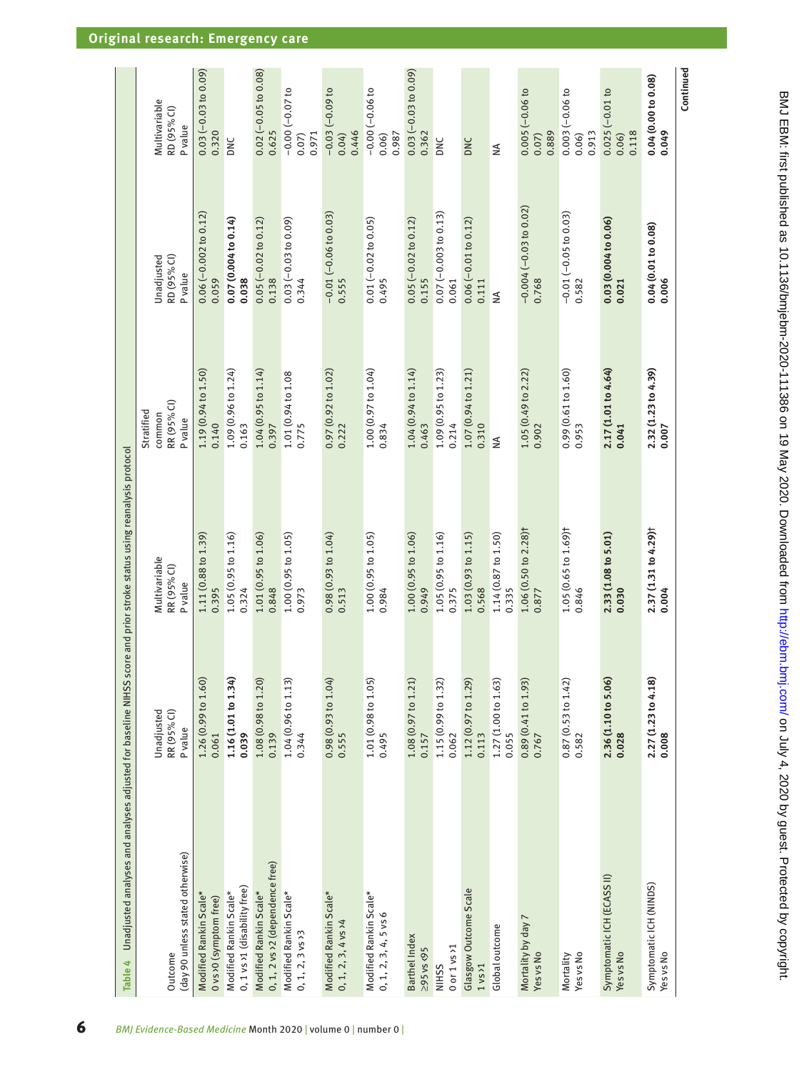**Table 4** Unadjusted analyses and analyses adjusted for baseline NIHSS score and prior stroke status using reanalysis protocol

| Outcome (day 90 unless stated otherwise) | Unadjusted RR (95% CI) P value | Multivariable RR (95% CI) P value | Stratified common RR (95% CI) P value | Unadjusted RD (95% CI) P value | Multivariable RD (95% CI) P value |
|---|---|---|---|---|---|
| Modified Rankin Scale* 0 vs >0 (symptom free) | 1.26 (0.99 to 1.60) 0.061 | 1.11 (0.88 to 1.39) 0.395 | 1.19 (0.94 to 1.50) 0.140 | 0.06 (−0.002 to 0.12) 0.059 | 0.03 (−0.03 to 0.09) 0.320 |
| Modified Rankin Scale* 0, 1 vs >1 (disability free) | **1.16 (1.01 to 1.34) 0.039** | 1.05 (0.95 to 1.16) 0.324 | 1.09 (0.96 to 1.24) 0.163 | **0.07 (0.004 to 0.14) 0.038** | DNC |
| Modified Rankin Scale* 0, 1, 2 vs >2 (dependence free) | 1.08 (0.98 to 1.20) 0.139 | 1.01 (0.95 to 1.06) 0.848 | 1.04 (0.95 to 1.14) 0.397 | 0.05 (−0.02 to 0.12) 0.138 | 0.02 (−0.05 to 0.08) 0.625 |
| Modified Rankin Scale* 0, 1, 2, 3 vs >3 | 1.04 (0.96 to 1.13) 0.344 | 1.00 (0.95 to 1.05) 0.973 | 1.01 (0.94 to 1.08 0.775 | 0.03 (−0.03 to 0.09) 0.344 | −0.00 (−0.07 to 0.07) 0.971 |
| Modified Rankin Scale* 0, 1, 2, 3, 4 vs >4 | 0.98 (0.93 to 1.04) 0.555 | 0.98 (0.93 to 1.04) 0.513 | 0.97 (0.92 to 1.02) 0.222 | −0.01 (−0.06 to 0.03) 0.555 | −0.03 (−0.09 to 0.04) 0.446 |
| Modified Rankin Scale* 0, 1, 2, 3, 4, 5 vs 6 | 1.01 (0.98 to 1.05) 0.495 | 1.00 (0.95 to 1.05) 0.984 | 1.00 (0.97 to 1.04) 0.834 | 0.01 (−0.02 to 0.05) 0.495 | −0.00 (−0.06 to 0.06) 0.987 |
| Barthel Index ≥95 vs <95 | 1.08 (0.97 to 1.21) 0.157 | 1.00 (0.95 to 1.06) 0.949 | 1.04 (0.94 to 1.14) 0.463 | 0.05 (−0.02 to 0.12) 0.155 | 0.03 (−0.03 to 0.09) 0.362 |
| NIHSS 0 or 1 vs >1 | 1.15 (0.99 to 1.32) 0.062 | 1.05 (0.95 to 1.16) 0.375 | 1.09 (0.95 to 1.23) 0.214 | 0.07 (−0.003 to 0.13) 0.061 | DNC |
| Glasgow Outcome Scale 1 vs >1 | 1.12 (0.97 to 1.29) 0.113 | 1.03 (0.93 to 1.15) 0.568 | 1.07 (0.94 to 1.21) 0.310 | 0.06 (−0.01 to 0.12) 0.111 | DNC |
| Global outcome | 1.27 (1.00 to 1.63) 0.055 | 1.14 (0.87 to 1.50) 0.335 | NA | NA | NA |
| Mortality by day 7 Yes vs No | 0.89 (0.41 to 1.93) 0.767 | 1.06 (0.50 to 2.28)† 0.877 | 1.05 (0.49 to 2.22) 0.902 | −0.004 (−0.03 to 0.02) 0.768 | 0.005 (−0.06 to 0.07) 0.889 |
| Mortality Yes vs No | 0.87 (0.53 to 1.42) 0.582 | 1.05 (0.65 to 1.69)† 0.846 | 0.99 (0.61 to 1.60) 0.953 | −0.01 (−0.05 to 0.03) 0.582 | 0.003 (−0.06 to 0.06) 0.913 |
| Symptomatic ICH (ECASS II) Yes vs No | **2.36 (1.10 to 5.06) 0.028** | **2.33 (1.08 to 5.01) 0.030** | **2.17 (1.01 to 4.64) 0.041** | **0.03 (0.004 to 0.06) 0.021** | 0.025 (−0.01 to 0.06) 0.118 |
| Symptomatic ICH (NINDS) Yes vs No | **2.27 (1.23 to 4.18) 0.008** | **2.37 (1.31 to 4.29)† 0.004** | **2.32 (1.23 to 4.39) 0.007** | **0.04 (0.01 to 0.08) 0.006** | **0.04 (0.00 to 0.08) 0.049** |

Continued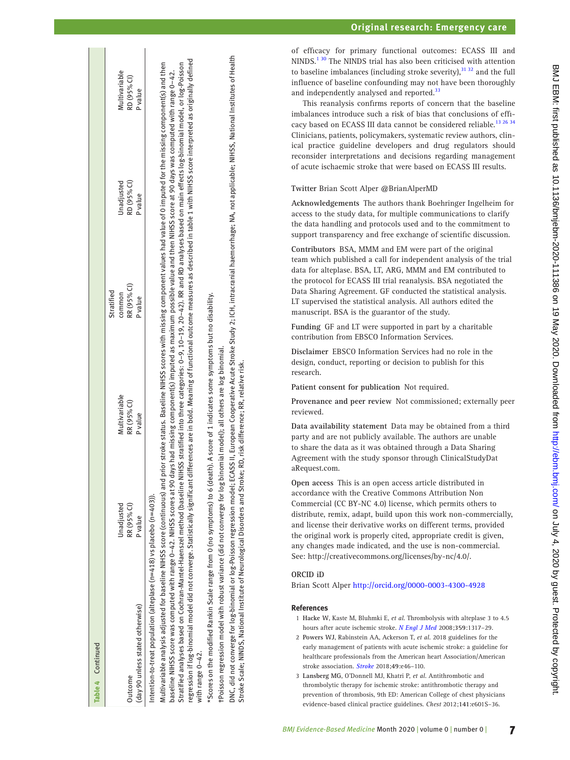**Table 4 Continued**

| Outcome (day 90 unless stated otherwise) | Unadjusted RR (95% CI) P value | Multivariable RR (95% CI) P value | Stratified common RR (95% CI) P value | Unadjusted RD (95% CI) P value | Multivariable RD (95% CI) P value |
|---|---|---|---|---|---|

Intention-to-treat population (alteplase (n=418) vs placebo (n=403)).

Multivariable analysis adjusted for baseline NIHSS score (continuous) and prior stroke status. Baseline NIHSS scores with missing component values had value of 0 imputed for the missing component(s) and then baseline NIHSS score was computed with range 0–42. NIHSS scores at 90 days had missing component(s) imputed as maximum possible value and then NIHSS score at 90 days was computed with range 0–42.

Stratified analyses based on Cochran-Mantel-Haenszel method (baseline NIHSS stratified into three categories: 0–9, 10–19, 20–42). RR and RD analyses based on main effects log-binomial model, or log-Poisson regression if log-binomial model did not converge. Statistically significant differences are in bold. Meaning of functional outcome measures as described in table 1 with NIHSS score interpreted as originally defined with range 0–42.

*Scores on the modified Rankin Scale range from 0 (no symptoms) to 6 (death). A score of 1 indicates some symptoms but no disability.

†Poisson regression model with robust variance (did not converge for log binomial model); all others are log binomial.

DNC, did not converge for log-binomial or log-Poisson regression model; ECASS II, European Cooperative Acute Stroke Study 2; ICH, intracranial haemorrhage; NA, not applicable; NIHSS, National Institutes of Health Stroke Scale; NINDS, National Institute of Neurological Disorders and Stroke; RD, risk difference; RR, relative risk.

of efficacy for primary functional outcomes: ECASS III and NINDS.[1 30] The NINDS trial has also been criticised with attention to baseline imbalances (including stroke severity),[31 32] and the full influence of baseline confounding may not have been thoroughly and independently analysed and reported.[33]

This reanalysis confirms reports of concern that the baseline imbalances introduce such a risk of bias that conclusions of efficacy based on ECASS III data cannot be considered reliable.[13 26 34] Clinicians, patients, policymakers, systematic review authors, clinical practice guideline developers and drug regulators should reconsider interpretations and decisions regarding management of acute ischaemic stroke that were based on ECASS III results.

**Twitter** Brian Scott Alper @BrianAlperMD

**Acknowledgements** The authors thank Boehringer Ingelheim for access to the study data, for multiple communications to clarify the data handling and protocols used and to the commitment to support transparency and free exchange of scientific discussion.

**Contributors** BSA, MMM and EM were part of the original team which published a call for independent analysis of the trial data for alteplase. BSA, LT, ARG, MMM and EM contributed to the protocol for ECASS III trial reanalysis. BSA negotiated the Data Sharing Agreement. GF conducted the statistical analysis. LT supervised the statistical analysis. All authors edited the manuscript. BSA is the guarantor of the study.

**Funding** GF and LT were supported in part by a charitable contribution from EBSCO Information Services.

**Disclaimer** EBSCO Information Services had no role in the design, conduct, reporting or decision to publish for this research.

**Patient consent for publication** Not required.

**Provenance and peer review** Not commissioned; externally peer reviewed.

**Data availability statement** Data may be obtained from a third party and are not publicly available. The authors are unable to share the data as it was obtained through a Data Sharing Agreement with the study sponsor through ClinicalStudyDataRequest.com.

**Open access** This is an open access article distributed in accordance with the Creative Commons Attribution Non Commercial (CC BY-NC 4.0) license, which permits others to distribute, remix, adapt, build upon this work non-commercially, and license their derivative works on different terms, provided the original work is properly cited, appropriate credit is given, any changes made indicated, and the use is non-commercial. See: http://creativecommons.org/licenses/by-nc/4.0/.

**ORCID iD**

Brian Scott Alper http://orcid.org/0000-0003-4300-4928

## References

1. **Hacke** W, Kaste M, Bluhmki E, *et al*. Thrombolysis with alteplase 3 to 4.5 hours after acute ischemic stroke. *N Engl J Med* 2008;**359**:1317–29.
2. **Powers** WJ, Rabinstein AA, Ackerson T, *et al*. 2018 guidelines for the early management of patients with acute ischemic stroke: a guideline for healthcare professionals from the American heart Association/American stroke association. *Stroke* 2018;**49**:e46–110.
3. **Lansberg** MG, O'Donnell MJ, Khatri P, *et al*. Antithrombotic and thrombolytic therapy for ischemic stroke: antithrombotic therapy and prevention of thrombosis, 9th ED: American College of chest physicians evidence-based clinical practice guidelines. *Chest* 2012;**141**:e601S–36.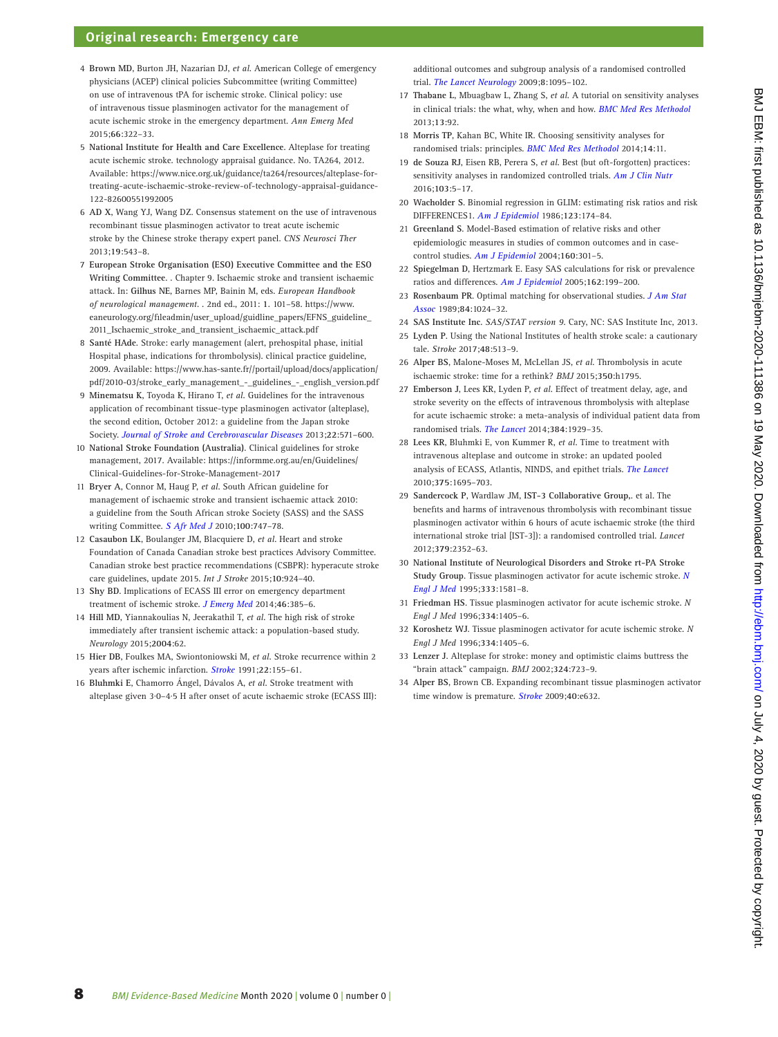4 **Brown MD**, Burton JH, Nazarian DJ, *et al*. American College of emergency physicians (ACEP) clinical policies Subcommittee (writing Committee) on use of intravenous tPA for ischemic stroke. Clinical policy: use of intravenous tissue plasminogen activator for the management of acute ischemic stroke in the emergency department. *Ann Emerg Med* 2015;**66**:322–33.

5 **National Institute for Health and Care Excellence**. Alteplase for treating acute ischaemic stroke. technology appraisal guidance. No. TA264, 2012. Available: https://www.nice.org.uk/guidance/ta264/resources/alteplase-for-treating-acute-ischaemic-stroke-review-of-technology-appraisal-guidance-122-82600551992005

6 **AD X**, Wang YJ, Wang DZ. Consensus statement on the use of intravenous recombinant tissue plasminogen activator to treat acute ischemic stroke by the Chinese stroke therapy expert panel. *CNS Neurosci Ther* 2013;**19**:543–8.

7 **European Stroke Organisation (ESO) Executive Committee and the ESO Writing Committee**. . Chapter 9. Ischaemic stroke and transient ischaemic attack. In: **Gilhus NE**, Barnes MP, Bainin M, eds. *European Handbook of neurological management*. . 2nd ed., 2011: **1**. 101–58. https://www.eaneurology.org/fileadmin/user_upload/guidline_papers/EFNS_guideline_2011_Ischaemic_stroke_and_transient_ischaemic_attack.pdf

8 **Santé HAde**. Stroke: early management (alert, prehospital phase, initial Hospital phase, indications for thrombolysis). clinical practice guideline, 2009. Available: https://www.has-sante.fr//portail/upload/docs/application/pdf/2010-03/stroke_early_management_-_guidelines_-_english_version.pdf

9 **Minematsu K**, Toyoda K, Hirano T, *et al*. Guidelines for the intravenous application of recombinant tissue-type plasminogen activator (alteplase), the second edition, October 2012: a guideline from the Japan stroke Society. *Journal of Stroke and Cerebrovascular Diseases* 2013;**22**:571–600.

10 **National Stroke Foundation (Australia)**. Clinical guidelines for stroke management, 2017. Available: https://informme.org.au/en/Guidelines/Clinical-Guidelines-for-Stroke-Management-2017

11 **Bryer A**, Connor M, Haug P, *et al*. South African guideline for management of ischaemic stroke and transient ischaemic attack 2010: a guideline from the South African stroke Society (SASS) and the SASS writing Committee. *S Afr Med J* 2010;**100**:747–78.

12 **Casaubon LK**, Boulanger JM, Blacquiere D, *et al*. Heart and stroke Foundation of Canada Canadian stroke best practices Advisory Committee. Canadian stroke best practice recommendations (CSBPR): hyperacute stroke care guidelines, update 2015. *Int J Stroke* 2015;**10**:924–40.

13 **Shy BD**. Implications of ECASS III error on emergency department treatment of ischemic stroke. *J Emerg Med* 2014;**46**:385–6.

14 **Hill MD**, Yiannakoulias N, Jeerakathil T, *et al*. The high risk of stroke immediately after transient ischemic attack: a population-based study. *Neurology* 2015;**2004**:62.

15 **Hier DB**, Foulkes MA, Swiontoniowski M, *et al*. Stroke recurrence within 2 years after ischemic infarction. *Stroke* 1991;**22**:155–61.

16 **Bluhmki E**, Chamorro Ángel, Dávalos A, *et al*. Stroke treatment with alteplase given 3·0–4·5 H after onset of acute ischaemic stroke (ECASS III): additional outcomes and subgroup analysis of a randomised controlled trial. *The Lancet Neurology* 2009;**8**:1095–102.

17 **Thabane L**, Mbuagbaw L, Zhang S, *et al*. A tutorial on sensitivity analyses in clinical trials: the what, why, when and how. *BMC Med Res Methodol* 2013;**13**:92.

18 **Morris TP**, Kahan BC, White IR. Choosing sensitivity analyses for randomised trials: principles. *BMC Med Res Methodol* 2014;**14**:11.

19 **de Souza RJ**, Eisen RB, Perera S, *et al*. Best (but oft-forgotten) practices: sensitivity analyses in randomized controlled trials. *Am J Clin Nutr* 2016;**103**:5–17.

20 **Wacholder S**. Binomial regression in GLIM: estimating risk ratios and risk DIFFERENCES1. *Am J Epidemiol* 1986;**123**:174–84.

21 **Greenland S**. Model-Based estimation of relative risks and other epidemiologic measures in studies of common outcomes and in case-control studies. *Am J Epidemiol* 2004;**160**:301–5.

22 **Spiegelman D**, Hertzmark E. Easy SAS calculations for risk or prevalence ratios and differences. *Am J Epidemiol* 2005;**162**:199–200.

23 **Rosenbaum PR**. Optimal matching for observational studies. *J Am Stat Assoc* 1989;**84**:1024–32.

24 **SAS Institute Inc**. *SAS/STAT version 9*. Cary, NC: SAS Institute Inc, 2013.

25 **Lyden P**. Using the National Institutes of health stroke scale: a cautionary tale. *Stroke* 2017;**48**:513–9.

26 **Alper BS**, Malone-Moses M, McLellan JS, *et al*. Thrombolysis in acute ischaemic stroke: time for a rethink? *BMJ* 2015;**350**:h1795.

27 **Emberson J**, Lees KR, Lyden P, *et al*. Effect of treatment delay, age, and stroke severity on the effects of intravenous thrombolysis with alteplase for acute ischaemic stroke: a meta-analysis of individual patient data from randomised trials. *The Lancet* 2014;**384**:1929–35.

28 **Lees KR**, Bluhmki E, von Kummer R, *et al*. Time to treatment with intravenous alteplase and outcome in stroke: an updated pooled analysis of ECASS, Atlantis, NINDS, and epithet trials. *The Lancet* 2010;**375**:1695–703.

29 **Sandercock P**, Wardlaw JM, **IST-3 Collaborative Group,**. et al. The benefits and harms of intravenous thrombolysis with recombinant tissue plasminogen activator within 6 hours of acute ischaemic stroke (the third international stroke trial [IST-3]): a randomised controlled trial. *Lancet* 2012;**379**:2352–63.

30 **National Institute of Neurological Disorders and Stroke rt-PA Stroke Study Group**. Tissue plasminogen activator for acute ischemic stroke. *N Engl J Med* 1995;**333**:1581–8.

31 **Friedman HS**. Tissue plasminogen activator for acute ischemic stroke. *N Engl J Med* 1996;**334**:1405–6.

32 **Koroshetz WJ**. Tissue plasminogen activator for acute ischemic stroke. *N Engl J Med* 1996;**334**:1405–6.

33 **Lenzer J**. Alteplase for stroke: money and optimistic claims buttress the "brain attack" campaign. *BMJ* 2002;**324**:723–9.

34 **Alper BS**, Brown CB. Expanding recombinant tissue plasminogen activator time window is premature. *Stroke* 2009;**40**:e632.